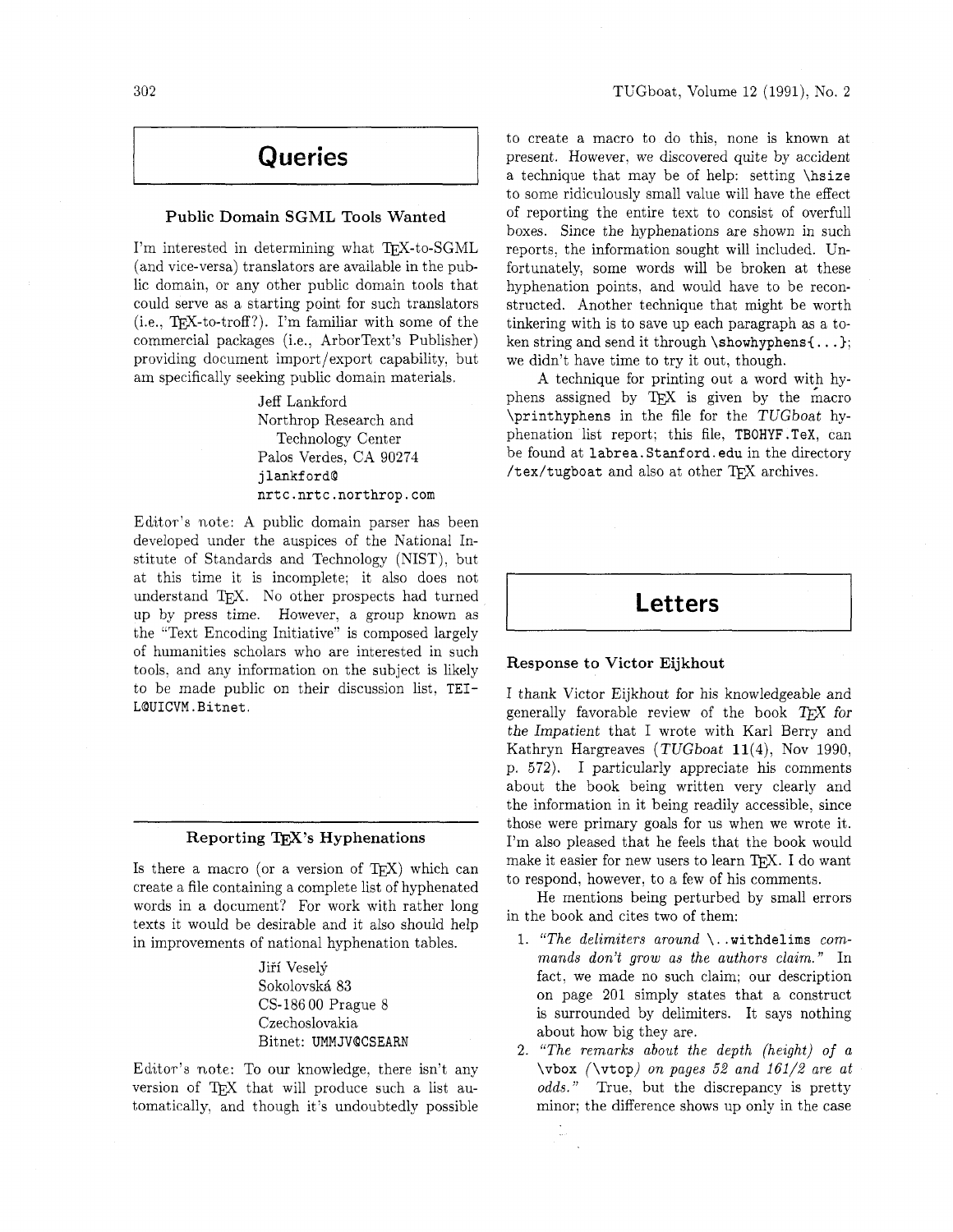# Queries

### Public Domain SGML Tools Wanted

I'm interested in determining what TeX-to-SGML (and vice-versa) translators are available in the public domain, or any other public domain tools that could serve as a starting point for such translators (i.e., TeX-to-troff?). I'm familiar with some of the commercial packages (i.e., ArborText's Publisher) providing document import/export capability, but am specifically seeking public domain materials.

> Jeff Lankford
> Northrop Research and Technology Center
> Palos Verdes, CA 90274
> `jlankford@nrtc.nrtc.northrop.com`

Editor's note: A public domain parser has been developed under the auspices of the National Institute of Standards and Technology (NIST), but at this time it is incomplete; it also does not understand TeX. No other prospects had turned up by press time. However, a group known as the "Text Encoding Initiative" is composed largely of humanities scholars who are interested in such tools, and any information on the subject is likely to be made public on their discussion list, `TEI-L@UICVM.Bitnet`.

### Reporting TeX's Hyphenations

Is there a macro (or a version of TeX) which can create a file containing a complete list of hyphenated words in a document? For work with rather long texts it would be desirable and it also should help in improvements of national hyphenation tables.

> Jiří Veselý
> Sokolovská 83
> CS-186 00 Prague 8
> Czechoslovakia
> Bitnet: `UMMJV@CSEARN`

Editor's note: To our knowledge, there isn't any version of TeX that will produce such a list automatically, and though it's undoubtedly possible to create a macro to do this, none is known at present. However, we discovered quite by accident a technique that may be of help: setting `\hsize` to some ridiculously small value will have the effect of reporting the entire text to consist of overfull boxes. Since the hyphenations are shown in such reports, the information sought will included. Unfortunately, some words will be broken at these hyphenation points, and would have to be reconstructed. Another technique that might be worth tinkering with is to save up each paragraph as a token string and send it through `\showhyphens{...}`; we didn't have time to try it out, though.

A technique for printing out a word with hyphens assigned by TeX is given by the macro `\printhyphens` in the file for the *TUGboat* hyphenation list report; this file, `TB0HYF.TeX`, can be found at `labrea.Stanford.edu` in the directory `/tex/tugboat` and also at other TeX archives.

# Letters

### Response to Victor Eijkhout

I thank Victor Eijkhout for his knowledgeable and generally favorable review of the book *TeX for the Impatient* that I wrote with Karl Berry and Kathryn Hargreaves (*TUGboat* **11**(4), Nov 1990, p. 572). I particularly appreciate his comments about the book being written very clearly and the information in it being readily accessible, since those were primary goals for us when we wrote it. I'm also pleased that he feels that the book would make it easier for new users to learn TeX. I do want to respond, however, to a few of his comments.

He mentions being perturbed by small errors in the book and cites two of them:

1. *"The delimiters around* `\..withdelims` *commands don't grow as the authors claim."* In fact, we made no such claim; our description on page 201 simply states that a construct is surrounded by delimiters. It says nothing about how big they are.
2. *"The remarks about the depth (height) of a* `\vbox` *(*`\vtop`*) on pages 52 and 161/2 are at odds."* True, but the discrepancy is pretty minor; the difference shows up only in the case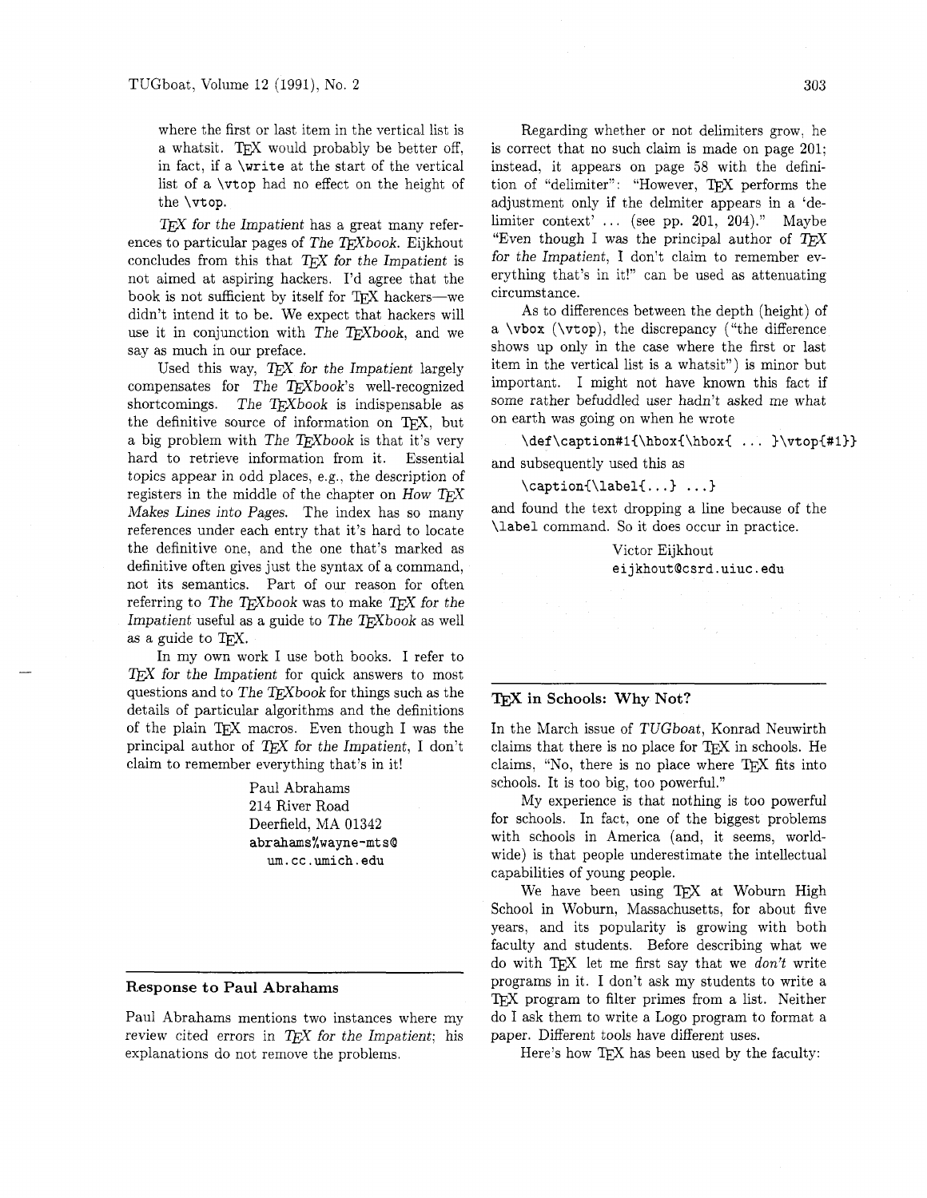where the first or last item in the vertical list is a whatsit. TeX would probably be better off, in fact, if a `\write` at the start of the vertical list of a `\vtop` had no effect on the height of the `\vtop`.

*TeX for the Impatient* has a great many references to particular pages of *The TeXbook*. Eijkhout concludes from this that *TeX for the Impatient* is not aimed at aspiring hackers. I'd agree that the book is not sufficient by itself for TeX hackers—we didn't intend it to be. We expect that hackers will use it in conjunction with *The TeXbook*, and we say as much in our preface.

Used this way, *TeX for the Impatient* largely compensates for *The TeXbook*'s well-recognized shortcomings. *The TeXbook* is indispensable as the definitive source of information on TeX, but a big problem with *The TeXbook* is that it's very hard to retrieve information from it. Essential topics appear in odd places, e.g., the description of registers in the middle of the chapter on *How TeX Makes Lines into Pages*. The index has so many references under each entry that it's hard to locate the definitive one, and the one that's marked as definitive often gives just the syntax of a command, not its semantics. Part of our reason for often referring to *The TeXbook* was to make *TeX for the Impatient* useful as a guide to *The TeXbook* as well as a guide to TeX.

In my own work I use both books. I refer to *TeX for the Impatient* for quick answers to most questions and to *The TeXbook* for things such as the details of particular algorithms and the definitions of the plain TeX macros. Even though I was the principal author of *TeX for the Impatient*, I don't claim to remember everything that's in it!

Paul Abrahams
214 River Road
Deerfield, MA 01342
`abrahams%wayne-mts@um.cc.umich.edu`

## Response to Paul Abrahams

Paul Abrahams mentions two instances where my review cited errors in *TeX for the Impatient*; his explanations do not remove the problems.

Regarding whether or not delimiters grow, he is correct that no such claim is made on page 201; instead, it appears on page 58 with the definition of "delimiter": "However, TeX performs the adjustment only if the delmiter appears in a 'delimiter context' ... (see pp. 201, 204)." Maybe "Even though I was the principal author of *TeX for the Impatient*, I don't claim to remember everything that's in it!" can be used as attenuating circumstance.

As to differences between the depth (height) of a `\vbox` (`\vtop`), the discrepancy ("the difference shows up only in the case where the first or last item in the vertical list is a whatsit") is minor but important. I might not have known this fact if some rather befuddled user hadn't asked me what on earth was going on when he wrote

```
\def\caption#1{\hbox{\hbox{ ... }\vtop{#1}}
```

and subsequently used this as

```
\caption{\label{...} ...}
```

and found the text dropping a line because of the `\label` command. So it does occur in practice.

Victor Eijkhout
`eijkhout@csrd.uiuc.edu`

## TeX in Schools: Why Not?

In the March issue of *TUGboat*, Konrad Neuwirth claims that there is no place for TeX in schools. He claims, "No, there is no place where TeX fits into schools. It is too big, too powerful."

My experience is that nothing is too powerful for schools. In fact, one of the biggest problems with schools in America (and, it seems, worldwide) is that people underestimate the intellectual capabilities of young people.

We have been using TeX at Woburn High School in Woburn, Massachusetts, for about five years, and its popularity is growing with both faculty and students. Before describing what we do with TeX let me first say that we *don't* write programs in it. I don't ask my students to write a TeX program to filter primes from a list. Neither do I ask them to write a Logo program to format a paper. Different tools have different uses.

Here's how TeX has been used by the faculty: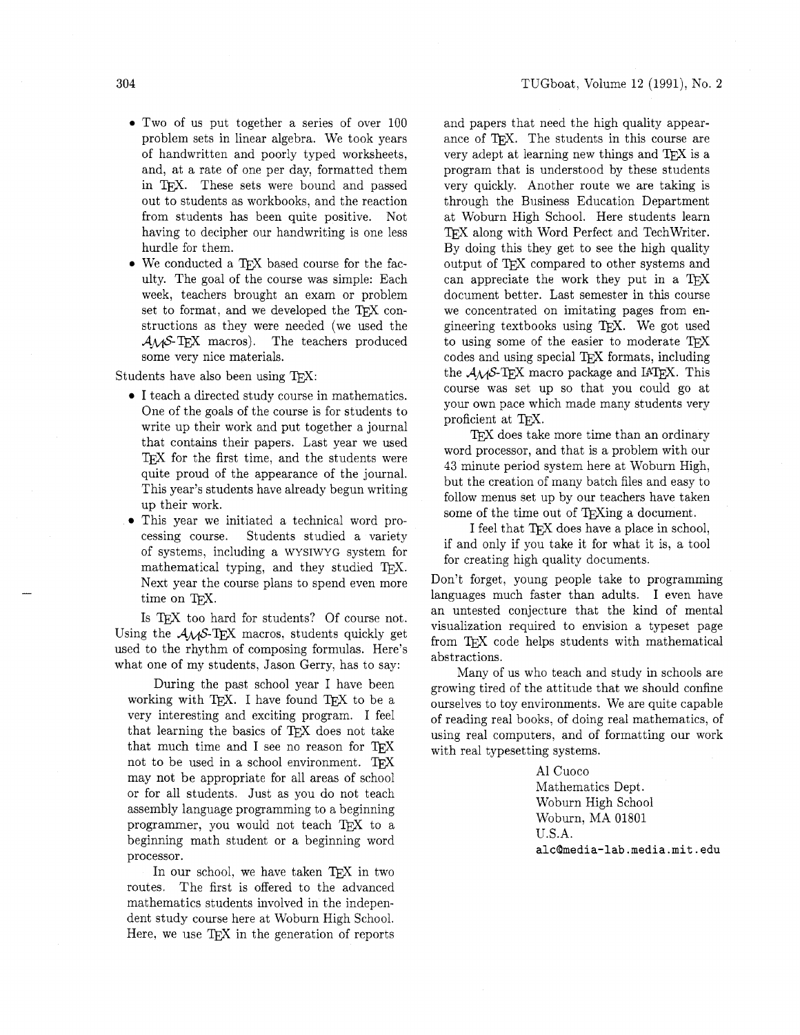- Two of us put together a series of over 100 problem sets in linear algebra. We took years of handwritten and poorly typed worksheets, and, at a rate of one per day, formatted them in TEX. These sets were bound and passed out to students as workbooks, and the reaction from students has been quite positive. Not having to decipher our handwriting is one less hurdle for them.
- We conducted a TEX based course for the faculty. The goal of the course was simple: Each week, teachers brought an exam or problem set to format, and we developed the TEX constructions as they were needed (we used the AMS-TEX macros). The teachers produced some very nice materials.

Students have also been using TEX:

- I teach a directed study course in mathematics. One of the goals of the course is for students to write up their work and put together a journal that contains their papers. Last year we used TEX for the first time, and the students were quite proud of the appearance of the journal. This year's students have already begun writing up their work.
- This year we initiated a technical word processing course. Students studied a variety of systems, including a WYSIWYG system for mathematical typing, and they studied TEX. Next year the course plans to spend even more time on TEX.

Is TEX too hard for students? Of course not. Using the AMS-TEX macros, students quickly get used to the rhythm of composing formulas. Here's what one of my students, Jason Gerry, has to say:

> During the past school year I have been working with TEX. I have found TEX to be a very interesting and exciting program. I feel that learning the basics of TEX does not take that much time and I see no reason for TEX not to be used in a school environment. TEX may not be appropriate for all areas of school or for all students. Just as you do not teach assembly language programming to a beginning programmer, you would not teach TEX to a beginning math student or a beginning word processor.
>
> In our school, we have taken TEX in two routes. The first is offered to the advanced mathematics students involved in the independent study course here at Woburn High School. Here, we use TEX in the generation of reports and papers that need the high quality appearance of TEX. The students in this course are very adept at learning new things and TEX is a program that is understood by these students very quickly. Another route we are taking is through the Business Education Department at Woburn High School. Here students learn TEX along with Word Perfect and TechWriter. By doing this they get to see the high quality output of TEX compared to other systems and can appreciate the work they put in a TEX document better. Last semester in this course we concentrated on imitating pages from engineering textbooks using TEX. We got used to using some of the easier to moderate TEX codes and using special TEX formats, including the AMS-TEX macro package and LATEX. This course was set up so that you could go at your own pace which made many students very proficient at TEX.
>
> TEX does take more time than an ordinary word processor, and that is a problem with our 43 minute period system here at Woburn High, but the creation of many batch files and easy to follow menus set up by our teachers have taken some of the time out of TEXing a document.
>
> I feel that TEX does have a place in school, if and only if you take it for what it is, a tool for creating high quality documents.

Don't forget, young people take to programming languages much faster than adults. I even have an untested conjecture that the kind of mental visualization required to envision a typeset page from TEX code helps students with mathematical abstractions.

Many of us who teach and study in schools are growing tired of the attitude that we should confine ourselves to toy environments. We are quite capable of reading real books, of doing real mathematics, of using real computers, and of formatting our work with real typesetting systems.

Al Cuoco
Mathematics Dept.
Woburn High School
Woburn, MA 01801
U.S.A.
`alc@media-lab.media.mit.edu`